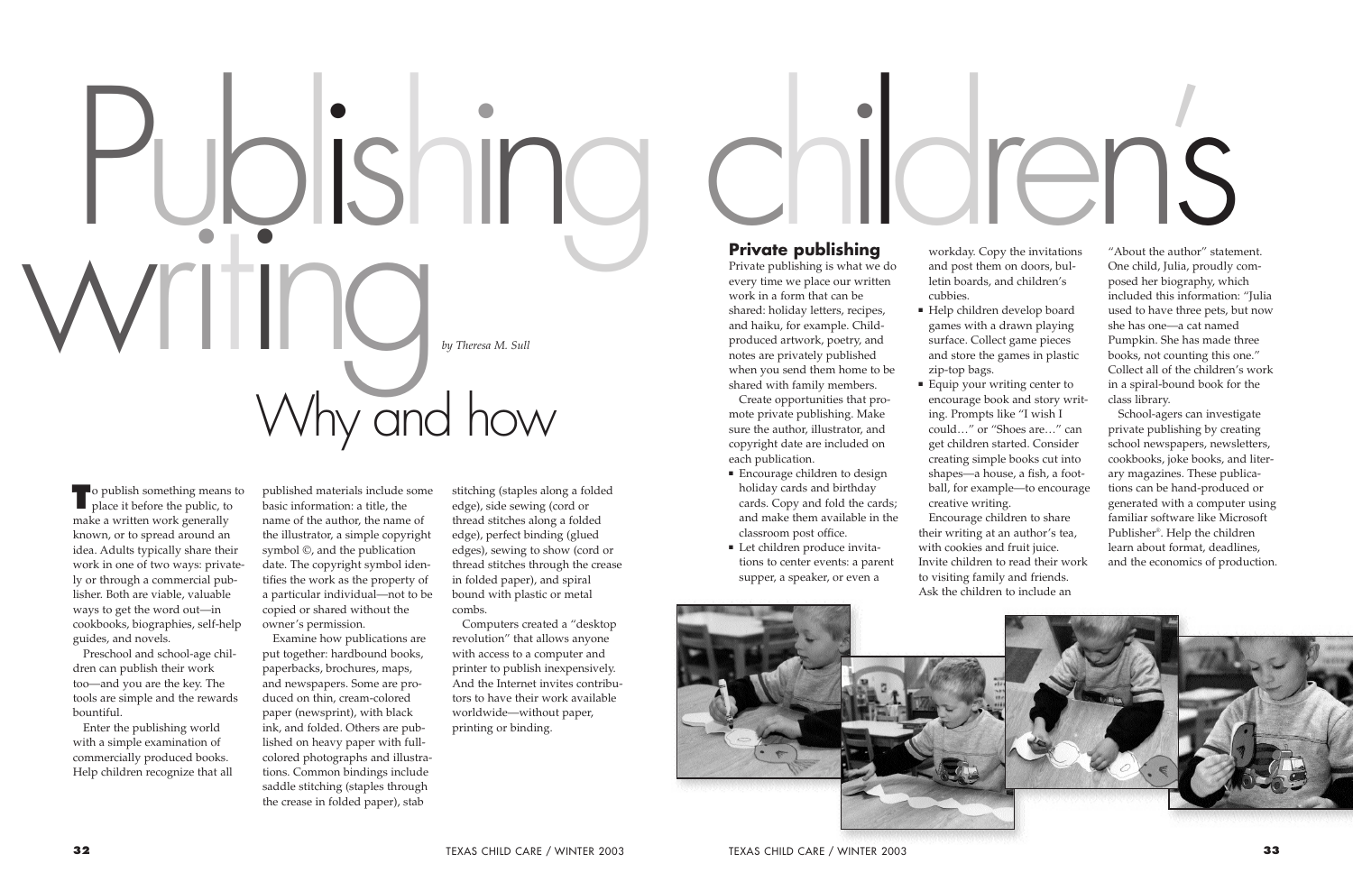# Publishing children's writing

## Why and how

*by Theresa M. Sull*

To publish something means to place it before the public, to make a written work generally known, or to spread around an idea. Adults typically share their work in one of two ways: privately or through a commercial publisher. Both are viable, valuable ways to get the word out—in cookbooks, biographies, self-help guides, and novels.

Preschool and school-age children can publish their work too—and you are the key. The tools are simple and the rewards bountiful.

Enter the publishing world with a simple examination of commercially produced books. Help children recognize that all published materials include some basic information: a title, the name of the author, the name of the illustrator, a simple copyright symbol ©, and the publication date. The copyright symbol identifies the work as the property of a particular individual—not to be copied or shared without the owner's permission.

Examine how publications are put together: hardbound books, paperbacks, brochures, maps, and newspapers. Some are produced on thin, cream-colored paper (newsprint), with black ink, and folded. Others are published on heavy paper with full-colored photographs and illustrations. Common bindings include saddle stitching (staples through the crease in folded paper), stab stitching (staples along a folded edge), side sewing (cord or thread stitches along a folded edge), perfect binding (glued edges), sewing to show (cord or thread stitches through the crease in folded paper), and spiral bound with plastic or metal combs.

Computers created a "desktop revolution" that allows anyone with access to a computer and printer to publish inexpensively. And the Internet invites contributors to have their work available worldwide—without paper, printing or binding.

### Private publishing

Private publishing is what we do every time we place our written work in a form that can be shared: holiday letters, recipes, and haiku, for example. Child-produced artwork, poetry, and notes are privately published when you send them home to be shared with family members.

Create opportunities that promote private publishing. Make sure the author, illustrator, and copyright date are included on each publication.

- Encourage children to design holiday cards and birthday cards. Copy and fold the cards; and make them available in the classroom post office.
- Let children produce invitations to center events: a parent supper, a speaker, or even a workday. Copy the invitations and post them on doors, bulletin boards, and children's cubbies.
- Help children develop board games with a drawn playing surface. Collect game pieces and store the games in plastic zip-top bags.
- Equip your writing center to encourage book and story writing. Prompts like "I wish I could…" or "Shoes are…" can get children started. Consider creating simple books cut into shapes—a house, a fish, a football, for example—to encourage creative writing.

Encourage children to share their writing at an author's tea, with cookies and fruit juice. Invite children to read their work to visiting family and friends. Ask the children to include an "About the author" statement. One child, Julia, proudly composed her biography, which included this information: "Julia used to have three pets, but now she has one—a cat named Pumpkin. She has made three books, not counting this one." Collect all of the children's work in a spiral-bound book for the class library.

School-agers can investigate private publishing by creating school newspapers, newsletters, cookbooks, joke books, and literary magazines. These publications can be hand-produced or generated with a computer using familiar software like Microsoft Publisher®. Help the children learn about format, deadlines, and the economics of production.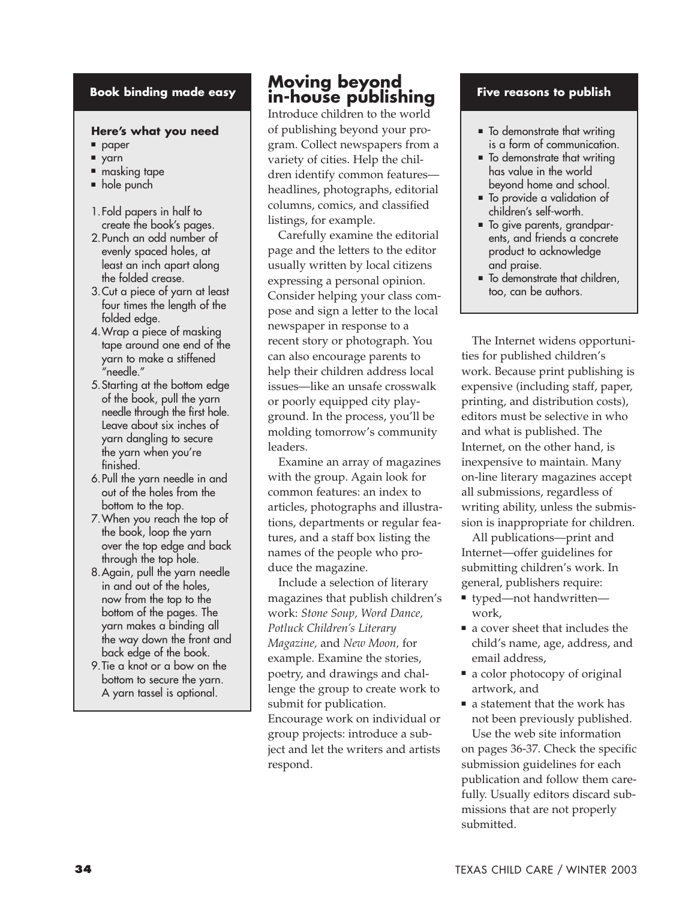## Book binding made easy

**Here's what you need**

- paper
- yarn
- masking tape
- hole punch

1. Fold papers in half to create the book's pages.
2. Punch an odd number of evenly spaced holes, at least an inch apart along the folded crease.
3. Cut a piece of yarn at least four times the length of the folded edge.
4. Wrap a piece of masking tape around one end of the yarn to make a stiffened "needle."
5. Starting at the bottom edge of the book, pull the yarn needle through the first hole. Leave about six inches of yarn dangling to secure the yarn when you're finished.
6. Pull the yarn needle in and out of the holes from the bottom to the top.
7. When you reach the top of the book, loop the yarn over the top edge and back through the top hole.
8. Again, pull the yarn needle in and out of the holes, now from the top to the bottom of the pages. The yarn makes a binding all the way down the front and back edge of the book.
9. Tie a knot or a bow on the bottom to secure the yarn. A yarn tassel is optional.

## Moving beyond in-house publishing

Introduce children to the world of publishing beyond your program. Collect newspapers from a variety of cities. Help the children identify common features—headlines, photographs, editorial columns, comics, and classified listings, for example.

Carefully examine the editorial page and the letters to the editor usually written by local citizens expressing a personal opinion. Consider helping your class compose and sign a letter to the local newspaper in response to a recent story or photograph. You can also encourage parents to help their children address local issues—like an unsafe crosswalk or poorly equipped city playground. In the process, you'll be molding tomorrow's community leaders.

Examine an array of magazines with the group. Again look for common features: an index to articles, photographs and illustrations, departments or regular features, and a staff box listing the names of the people who produce the magazine.

Include a selection of literary magazines that publish children's work: *Stone Soup, Word Dance, Potluck Children's Literary Magazine,* and *New Moon,* for example. Examine the stories, poetry, and drawings and challenge the group to create work to submit for publication. Encourage work on individual or group projects: introduce a subject and let the writers and artists respond.

## Five reasons to publish

- To demonstrate that writing is a form of communication.
- To demonstrate that writing has value in the world beyond home and school.
- To provide a validation of children's self-worth.
- To give parents, grandparents, and friends a concrete product to acknowledge and praise.
- To demonstrate that children, too, can be authors.

The Internet widens opportunities for published children's work. Because print publishing is expensive (including staff, paper, printing, and distribution costs), editors must be selective in who and what is published. The Internet, on the other hand, is inexpensive to maintain. Many on-line literary magazines accept all submissions, regardless of writing ability, unless the submission is inappropriate for children.

All publications—print and Internet—offer guidelines for submitting children's work. In general, publishers require:

- typed—not handwritten—work,
- a cover sheet that includes the child's name, age, address, and email address,
- a color photocopy of original artwork, and
- a statement that the work has not been previously published.

Use the web site information on pages 36-37. Check the specific submission guidelines for each publication and follow them carefully. Usually editors discard submissions that are not properly submitted.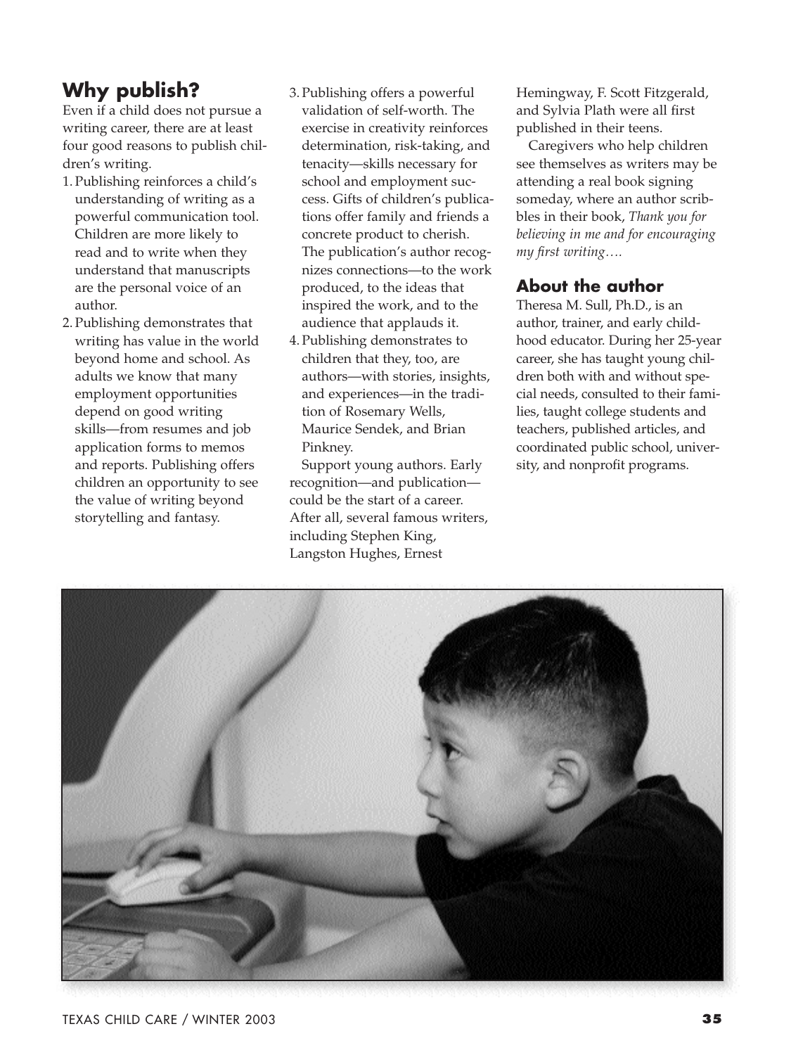## Why publish?

Even if a child does not pursue a writing career, there are at least four good reasons to publish children's writing.

1. Publishing reinforces a child's understanding of writing as a powerful communication tool. Children are more likely to read and to write when they understand that manuscripts are the personal voice of an author.
2. Publishing demonstrates that writing has value in the world beyond home and school. As adults we know that many employment opportunities depend on good writing skills—from resumes and job application forms to memos and reports. Publishing offers children an opportunity to see the value of writing beyond storytelling and fantasy.
3. Publishing offers a powerful validation of self-worth. The exercise in creativity reinforces determination, risk-taking, and tenacity—skills necessary for school and employment success. Gifts of children's publications offer family and friends a concrete product to cherish. The publication's author recognizes connections—to the work produced, to the ideas that inspired the work, and to the audience that applauds it.
4. Publishing demonstrates to children that they, too, are authors—with stories, insights, and experiences—in the tradition of Rosemary Wells, Maurice Sendek, and Brian Pinkney.

Support young authors. Early recognition—and publication—could be the start of a career. After all, several famous writers, including Stephen King, Langston Hughes, Ernest Hemingway, F. Scott Fitzgerald, and Sylvia Plath were all first published in their teens.

Caregivers who help children see themselves as writers may be attending a real book signing someday, where an author scribbles in their book, *Thank you for believing in me and for encouraging my first writing….*

## About the author

Theresa M. Sull, Ph.D., is an author, trainer, and early childhood educator. During her 25-year career, she has taught young children both with and without special needs, consulted to their families, taught college students and teachers, published articles, and coordinated public school, university, and nonprofit programs.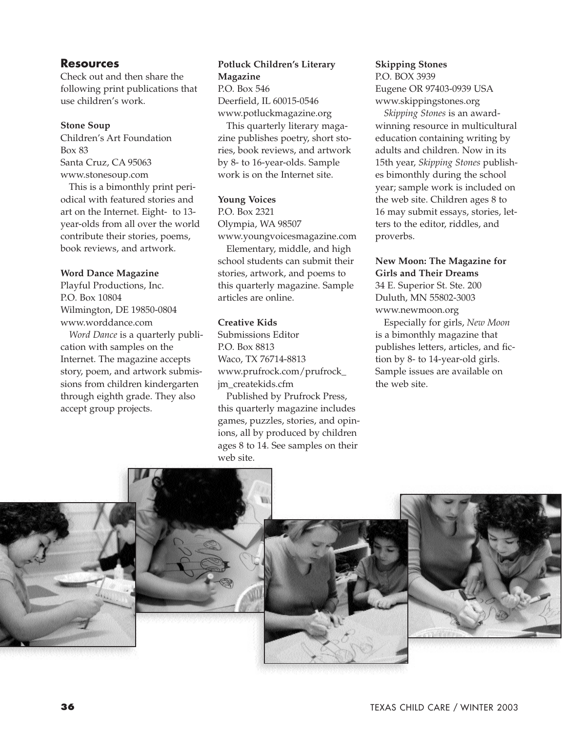## Resources

Check out and then share the following print publications that use children's work.

**Stone Soup**
Children's Art Foundation
Box 83
Santa Cruz, CA 95063
www.stonesoup.com

This is a bimonthly print periodical with featured stories and art on the Internet. Eight- to 13-year-olds from all over the world contribute their stories, poems, book reviews, and artwork.

**Word Dance Magazine**
Playful Productions, Inc.
P.O. Box 10804
Wilmington, DE 19850-0804
www.worddance.com

*Word Dance* is a quarterly publication with samples on the Internet. The magazine accepts story, poem, and artwork submissions from children kindergarten through eighth grade. They also accept group projects.

**Potluck Children's Literary Magazine**
P.O. Box 546
Deerfield, IL 60015-0546
www.potluckmagazine.org

This quarterly literary magazine publishes poetry, short stories, book reviews, and artwork by 8- to 16-year-olds. Sample work is on the Internet site.

**Young Voices**
P.O. Box 2321
Olympia, WA 98507
www.youngvoicesmagazine.com

Elementary, middle, and high school students can submit their stories, artwork, and poems to this quarterly magazine. Sample articles are online.

**Creative Kids**
Submissions Editor
P.O. Box 8813
Waco, TX 76714-8813
www.prufrock.com/prufrock_jm_createkids.cfm

Published by Prufrock Press, this quarterly magazine includes games, puzzles, stories, and opinions, all by produced by children ages 8 to 14. See samples on their web site.

**Skipping Stones**
P.O. BOX 3939
Eugene OR 97403-0939 USA
www.skippingstones.org

*Skipping Stones* is an award-winning resource in multicultural education containing writing by adults and children. Now in its 15th year, *Skipping Stones* publishes bimonthly during the school year; sample work is included on the web site. Children ages 8 to 16 may submit essays, stories, letters to the editor, riddles, and proverbs.

**New Moon: The Magazine for Girls and Their Dreams**
34 E. Superior St. Ste. 200
Duluth, MN 55802-3003
www.newmoon.org

Especially for girls, *New Moon* is a bimonthly magazine that publishes letters, articles, and fiction by 8- to 14-year-old girls. Sample issues are available on the web site.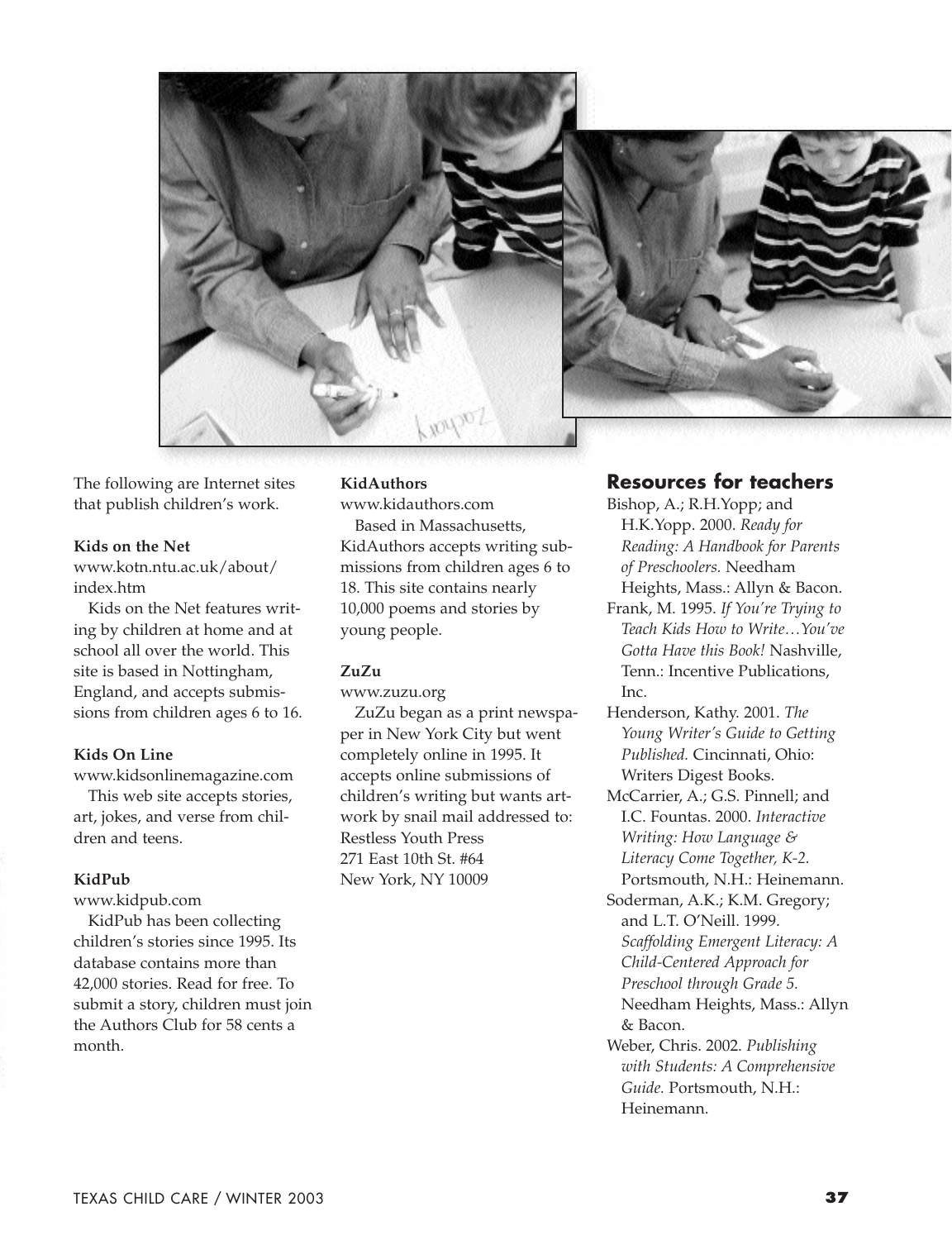The following are Internet sites that publish children's work.

**Kids on the Net**

www.kotn.ntu.ac.uk/about/index.htm

Kids on the Net features writing by children at home and at school all over the world. This site is based in Nottingham, England, and accepts submissions from children ages 6 to 16.

**Kids On Line**

www.kidsonlinemagazine.com

This web site accepts stories, art, jokes, and verse from children and teens.

**KidPub**

www.kidpub.com

KidPub has been collecting children's stories since 1995. Its database contains more than 42,000 stories. Read for free. To submit a story, children must join the Authors Club for 58 cents a month.

**KidAuthors**

www.kidauthors.com

Based in Massachusetts, KidAuthors accepts writing submissions from children ages 6 to 18. This site contains nearly 10,000 poems and stories by young people.

**ZuZu**

www.zuzu.org

ZuZu began as a print newspaper in New York City but went completely online in 1995. It accepts online submissions of children's writing but wants artwork by snail mail addressed to:
Restless Youth Press
271 East 10th St. #64
New York, NY 10009

## Resources for teachers

Bishop, A.; R.H.Yopp; and H.K.Yopp. 2000. *Ready for Reading: A Handbook for Parents of Preschoolers.* Needham Heights, Mass.: Allyn & Bacon.

Frank, M. 1995. *If You're Trying to Teach Kids How to Write…You've Gotta Have this Book!* Nashville, Tenn.: Incentive Publications, Inc.

Henderson, Kathy. 2001. *The Young Writer's Guide to Getting Published.* Cincinnati, Ohio: Writers Digest Books.

McCarrier, A.; G.S. Pinnell; and I.C. Fountas. 2000. *Interactive Writing: How Language & Literacy Come Together, K-2.* Portsmouth, N.H.: Heinemann.

Soderman, A.K.; K.M. Gregory; and L.T. O'Neill. 1999. *Scaffolding Emergent Literacy: A Child-Centered Approach for Preschool through Grade 5.* Needham Heights, Mass.: Allyn & Bacon.

Weber, Chris. 2002. *Publishing with Students: A Comprehensive Guide.* Portsmouth, N.H.: Heinemann.